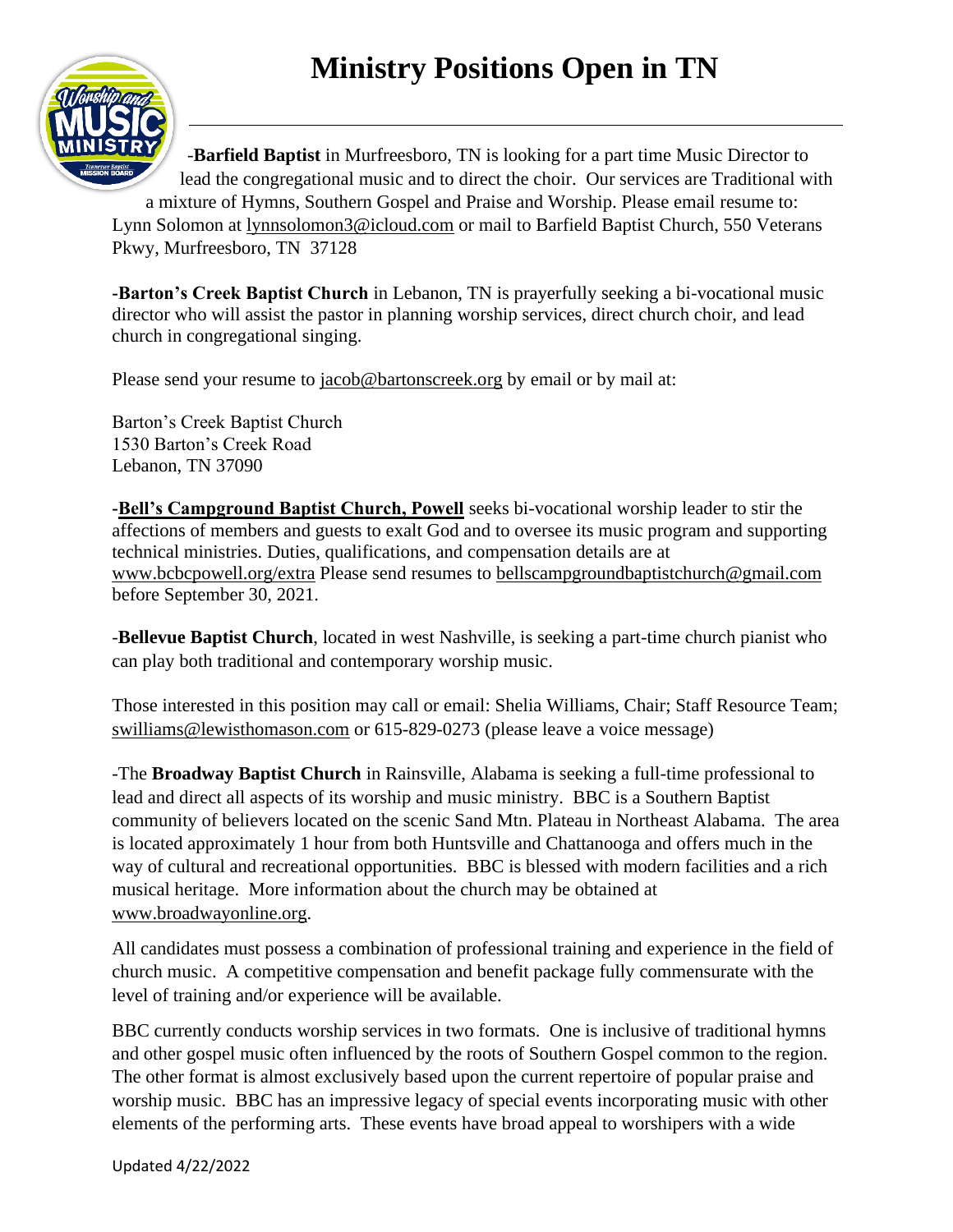# Ministry Positions Open in TN

-**Barfield Baptist** in Murfreesboro, TN is looking for a part time Music Director to lead the congregational music and to direct the choir. Our services are Traditional with a mixture of Hymns, Southern Gospel and Praise and Worship. Please email resume to: Lynn Solomon at lynnsolomon3@icloud.com or mail to Barfield Baptist Church, 550 Veterans Pkwy, Murfreesboro, TN 37128

-**Barton's Creek Baptist Church** in Lebanon, TN is prayerfully seeking a bi-vocational music director who will assist the pastor in planning worship services, direct church choir, and lead church in congregational singing.

Please send your resume to jacob@bartonscreek.org by email or by mail at:

Barton's Creek Baptist Church
1530 Barton's Creek Road
Lebanon, TN 37090

-**Bell's Campground Baptist Church, Powell** seeks bi-vocational worship leader to stir the affections of members and guests to exalt God and to oversee its music program and supporting technical ministries. Duties, qualifications, and compensation details are at www.bcbcpowell.org/extra Please send resumes to bellscampgroundbaptistchurch@gmail.com before September 30, 2021.

-**Bellevue Baptist Church**, located in west Nashville, is seeking a part-time church pianist who can play both traditional and contemporary worship music.

Those interested in this position may call or email: Shelia Williams, Chair; Staff Resource Team; swilliams@lewisthomason.com or 615-829-0273 (please leave a voice message)

-The **Broadway Baptist Church** in Rainsville, Alabama is seeking a full-time professional to lead and direct all aspects of its worship and music ministry. BBC is a Southern Baptist community of believers located on the scenic Sand Mtn. Plateau in Northeast Alabama. The area is located approximately 1 hour from both Huntsville and Chattanooga and offers much in the way of cultural and recreational opportunities. BBC is blessed with modern facilities and a rich musical heritage. More information about the church may be obtained at www.broadwayonline.org.

All candidates must possess a combination of professional training and experience in the field of church music. A competitive compensation and benefit package fully commensurate with the level of training and/or experience will be available.

BBC currently conducts worship services in two formats. One is inclusive of traditional hymns and other gospel music often influenced by the roots of Southern Gospel common to the region. The other format is almost exclusively based upon the current repertoire of popular praise and worship music. BBC has an impressive legacy of special events incorporating music with other elements of the performing arts. These events have broad appeal to worshipers with a wide

Updated 4/22/2022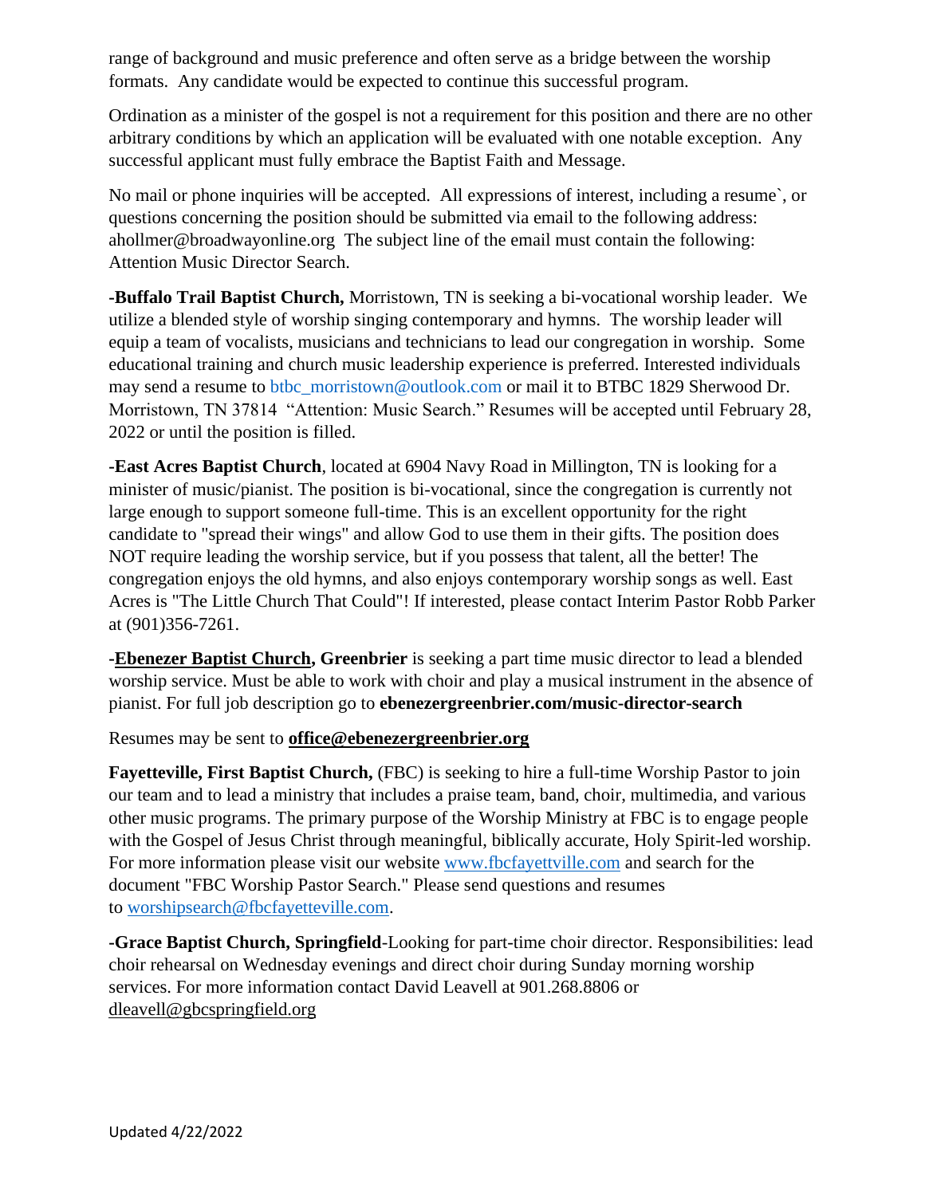range of background and music preference and often serve as a bridge between the worship formats. Any candidate would be expected to continue this successful program.

Ordination as a minister of the gospel is not a requirement for this position and there are no other arbitrary conditions by which an application will be evaluated with one notable exception. Any successful applicant must fully embrace the Baptist Faith and Message.

No mail or phone inquiries will be accepted. All expressions of interest, including a resume`, or questions concerning the position should be submitted via email to the following address: ahollmer@broadwayonline.org The subject line of the email must contain the following: Attention Music Director Search.

**-Buffalo Trail Baptist Church,** Morristown, TN is seeking a bi-vocational worship leader. We utilize a blended style of worship singing contemporary and hymns. The worship leader will equip a team of vocalists, musicians and technicians to lead our congregation in worship. Some educational training and church music leadership experience is preferred. Interested individuals may send a resume to btbc_morristown@outlook.com or mail it to BTBC 1829 Sherwood Dr. Morristown, TN 37814 "Attention: Music Search." Resumes will be accepted until February 28, 2022 or until the position is filled.

**-East Acres Baptist Church**, located at 6904 Navy Road in Millington, TN is looking for a minister of music/pianist. The position is bi-vocational, since the congregation is currently not large enough to support someone full-time. This is an excellent opportunity for the right candidate to "spread their wings" and allow God to use them in their gifts. The position does NOT require leading the worship service, but if you possess that talent, all the better! The congregation enjoys the old hymns, and also enjoys contemporary worship songs as well. East Acres is "The Little Church That Could"! If interested, please contact Interim Pastor Robb Parker at (901)356-7261.

-**Ebenezer Baptist Church, Greenbrier** is seeking a part time music director to lead a blended worship service. Must be able to work with choir and play a musical instrument in the absence of pianist. For full job description go to **ebenezergreenbrier.com/music-director-search**

Resumes may be sent to **office@ebenezergreenbrier.org**

**Fayetteville, First Baptist Church,** (FBC) is seeking to hire a full-time Worship Pastor to join our team and to lead a ministry that includes a praise team, band, choir, multimedia, and various other music programs. The primary purpose of the Worship Ministry at FBC is to engage people with the Gospel of Jesus Christ through meaningful, biblically accurate, Holy Spirit-led worship. For more information please visit our website www.fbcfayettville.com and search for the document "FBC Worship Pastor Search." Please send questions and resumes to worshipsearch@fbcfayetteville.com.

**-Grace Baptist Church, Springfield**-Looking for part-time choir director. Responsibilities: lead choir rehearsal on Wednesday evenings and direct choir during Sunday morning worship services. For more information contact David Leavell at 901.268.8806 or dleavell@gbcspringfield.org

Updated 4/22/2022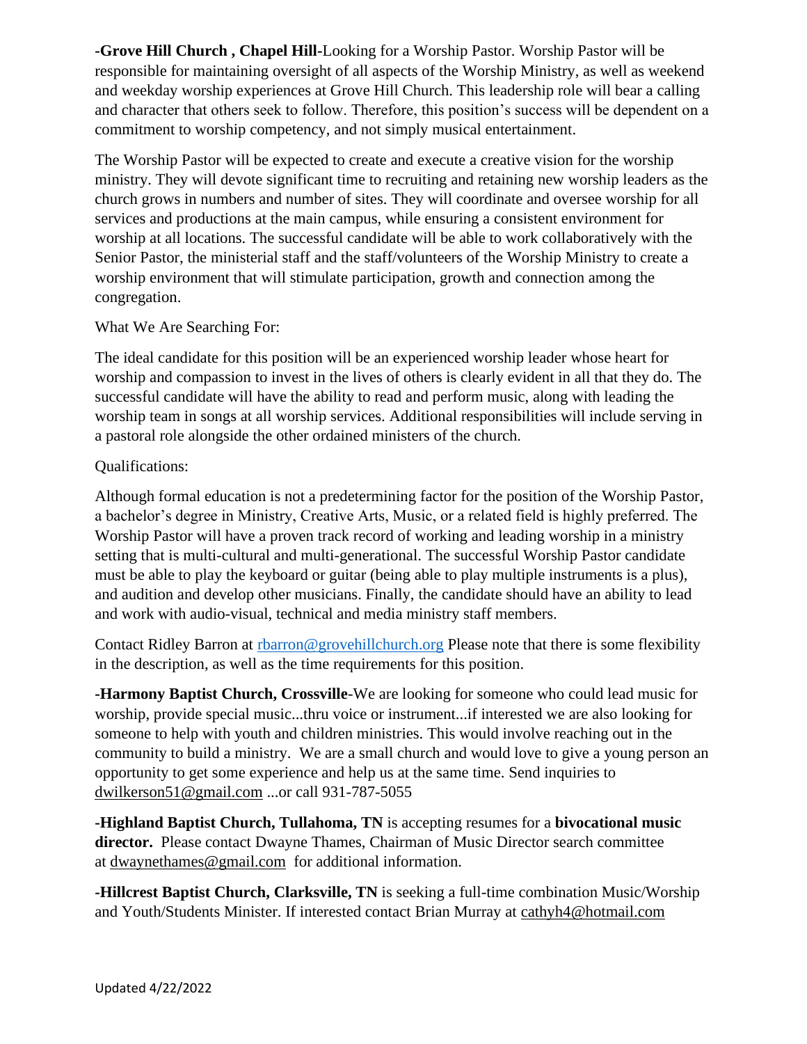**-Grove Hill Church , Chapel Hill**-Looking for a Worship Pastor. Worship Pastor will be responsible for maintaining oversight of all aspects of the Worship Ministry, as well as weekend and weekday worship experiences at Grove Hill Church. This leadership role will bear a calling and character that others seek to follow. Therefore, this position's success will be dependent on a commitment to worship competency, and not simply musical entertainment.

The Worship Pastor will be expected to create and execute a creative vision for the worship ministry. They will devote significant time to recruiting and retaining new worship leaders as the church grows in numbers and number of sites. They will coordinate and oversee worship for all services and productions at the main campus, while ensuring a consistent environment for worship at all locations. The successful candidate will be able to work collaboratively with the Senior Pastor, the ministerial staff and the staff/volunteers of the Worship Ministry to create a worship environment that will stimulate participation, growth and connection among the congregation.

What We Are Searching For:

The ideal candidate for this position will be an experienced worship leader whose heart for worship and compassion to invest in the lives of others is clearly evident in all that they do. The successful candidate will have the ability to read and perform music, along with leading the worship team in songs at all worship services. Additional responsibilities will include serving in a pastoral role alongside the other ordained ministers of the church.

Qualifications:

Although formal education is not a predetermining factor for the position of the Worship Pastor, a bachelor's degree in Ministry, Creative Arts, Music, or a related field is highly preferred. The Worship Pastor will have a proven track record of working and leading worship in a ministry setting that is multi-cultural and multi-generational. The successful Worship Pastor candidate must be able to play the keyboard or guitar (being able to play multiple instruments is a plus), and audition and develop other musicians. Finally, the candidate should have an ability to lead and work with audio-visual, technical and media ministry staff members.

Contact Ridley Barron at rbarron@grovehillchurch.org Please note that there is some flexibility in the description, as well as the time requirements for this position.

**-Harmony Baptist Church, Crossville**-We are looking for someone who could lead music for worship, provide special music...thru voice or instrument...if interested we are also looking for someone to help with youth and children ministries. This would involve reaching out in the community to build a ministry. We are a small church and would love to give a young person an opportunity to get some experience and help us at the same time. Send inquiries to dwilkerson51@gmail.com ...or call 931-787-5055

**-Highland Baptist Church, Tullahoma, TN** is accepting resumes for a **bivocational music director.** Please contact Dwayne Thames, Chairman of Music Director search committee at dwaynethames@gmail.com for additional information.

**-Hillcrest Baptist Church, Clarksville, TN** is seeking a full-time combination Music/Worship and Youth/Students Minister. If interested contact Brian Murray at cathyh4@hotmail.com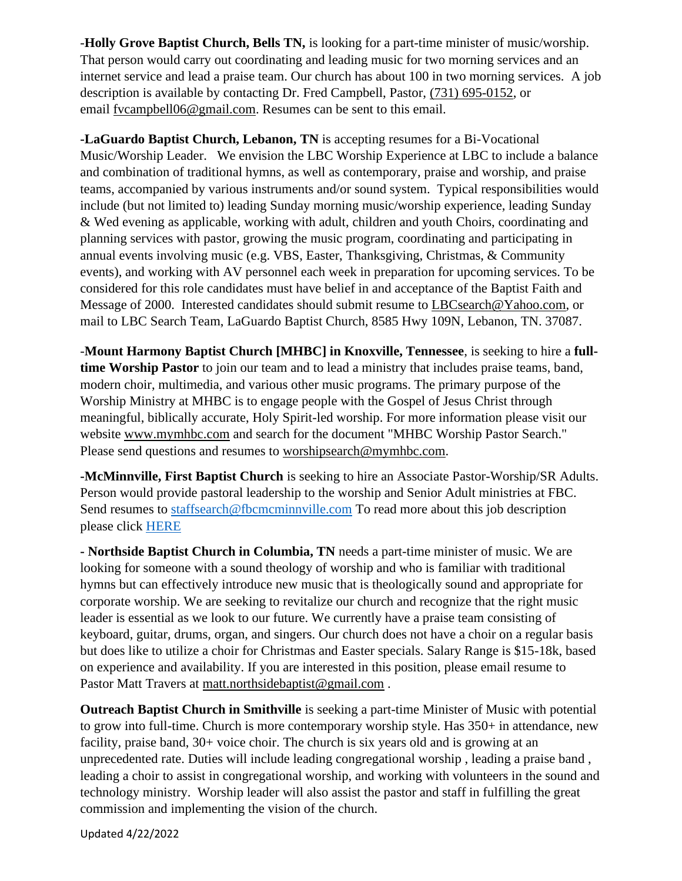-**Holly Grove Baptist Church, Bells TN,** is looking for a part-time minister of music/worship. That person would carry out coordinating and leading music for two morning services and an internet service and lead a praise team. Our church has about 100 in two morning services. A job description is available by contacting Dr. Fred Campbell, Pastor, (731) 695-0152, or email fvcampbell06@gmail.com. Resumes can be sent to this email.

-**LaGuardo Baptist Church, Lebanon, TN** is accepting resumes for a Bi-Vocational Music/Worship Leader. We envision the LBC Worship Experience at LBC to include a balance and combination of traditional hymns, as well as contemporary, praise and worship, and praise teams, accompanied by various instruments and/or sound system. Typical responsibilities would include (but not limited to) leading Sunday morning music/worship experience, leading Sunday & Wed evening as applicable, working with adult, children and youth Choirs, coordinating and planning services with pastor, growing the music program, coordinating and participating in annual events involving music (e.g. VBS, Easter, Thanksgiving, Christmas, & Community events), and working with AV personnel each week in preparation for upcoming services. To be considered for this role candidates must have belief in and acceptance of the Baptist Faith and Message of 2000. Interested candidates should submit resume to LBCsearch@Yahoo.com, or mail to LBC Search Team, LaGuardo Baptist Church, 8585 Hwy 109N, Lebanon, TN. 37087.

-**Mount Harmony Baptist Church [MHBC] in Knoxville, Tennessee**, is seeking to hire a **full-time Worship Pastor** to join our team and to lead a ministry that includes praise teams, band, modern choir, multimedia, and various other music programs. The primary purpose of the Worship Ministry at MHBC is to engage people with the Gospel of Jesus Christ through meaningful, biblically accurate, Holy Spirit-led worship. For more information please visit our website www.mymhbc.com and search for the document "MHBC Worship Pastor Search." Please send questions and resumes to worshipsearch@mymhbc.com.

-**McMinnville, First Baptist Church** is seeking to hire an Associate Pastor-Worship/SR Adults. Person would provide pastoral leadership to the worship and Senior Adult ministries at FBC. Send resumes to staffsearch@fbcmcminnville.com To read more about this job description please click HERE

- **Northside Baptist Church in Columbia, TN** needs a part-time minister of music. We are looking for someone with a sound theology of worship and who is familiar with traditional hymns but can effectively introduce new music that is theologically sound and appropriate for corporate worship. We are seeking to revitalize our church and recognize that the right music leader is essential as we look to our future. We currently have a praise team consisting of keyboard, guitar, drums, organ, and singers. Our church does not have a choir on a regular basis but does like to utilize a choir for Christmas and Easter specials. Salary Range is $15-18k, based on experience and availability. If you are interested in this position, please email resume to Pastor Matt Travers at matt.northsidebaptist@gmail.com .

**Outreach Baptist Church in Smithville** is seeking a part-time Minister of Music with potential to grow into full-time. Church is more contemporary worship style. Has 350+ in attendance, new facility, praise band, 30+ voice choir. The church is six years old and is growing at an unprecedented rate. Duties will include leading congregational worship , leading a praise band , leading a choir to assist in congregational worship, and working with volunteers in the sound and technology ministry. Worship leader will also assist the pastor and staff in fulfilling the great commission and implementing the vision of the church.

Updated 4/22/2022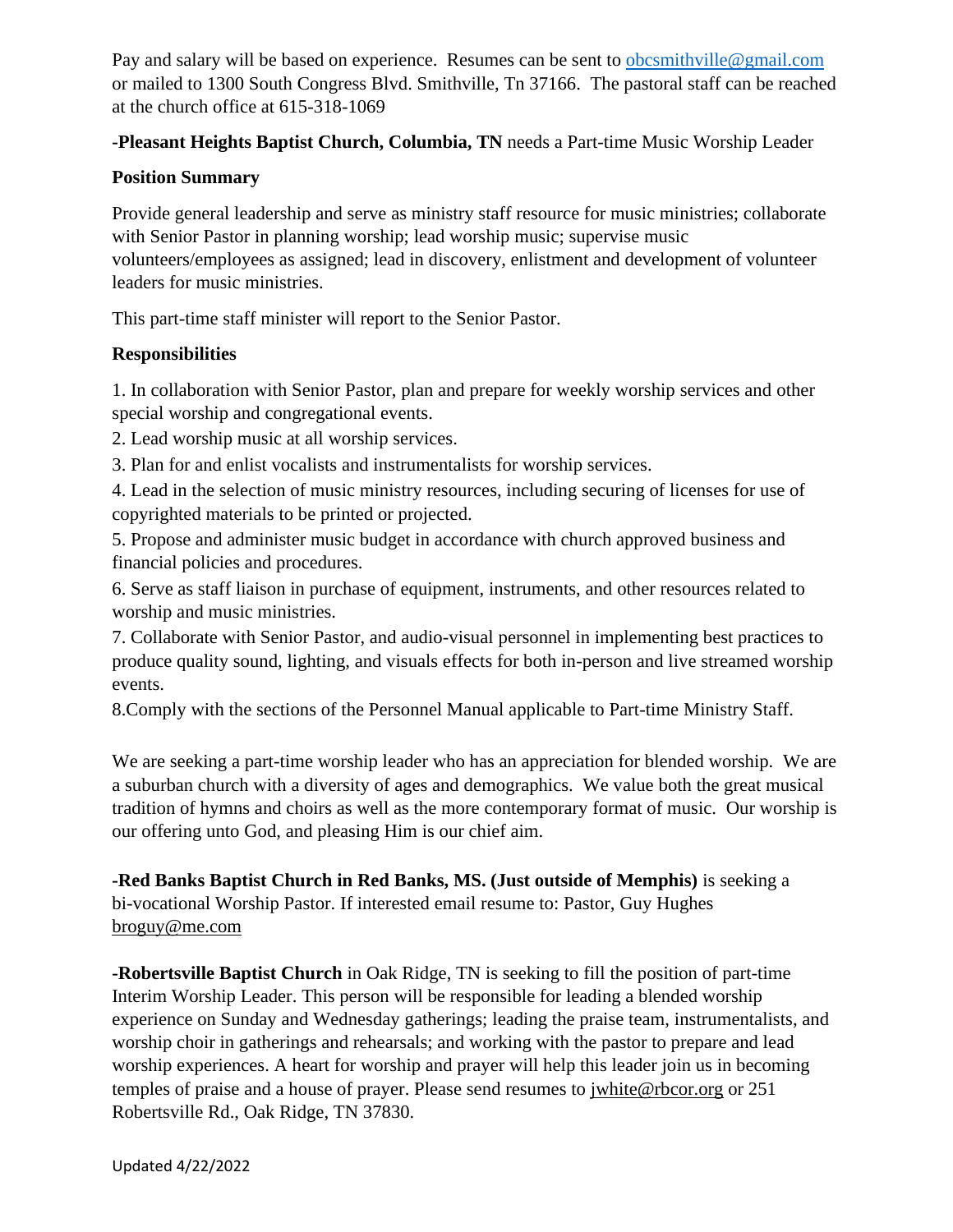Pay and salary will be based on experience. Resumes can be sent to obcsmithville@gmail.com or mailed to 1300 South Congress Blvd. Smithville, Tn 37166. The pastoral staff can be reached at the church office at 615-318-1069

**-Pleasant Heights Baptist Church, Columbia, TN** needs a Part-time Music Worship Leader

**Position Summary**

Provide general leadership and serve as ministry staff resource for music ministries; collaborate with Senior Pastor in planning worship; lead worship music; supervise music volunteers/employees as assigned; lead in discovery, enlistment and development of volunteer leaders for music ministries.

This part-time staff minister will report to the Senior Pastor.

**Responsibilities**

1. In collaboration with Senior Pastor, plan and prepare for weekly worship services and other special worship and congregational events.
2. Lead worship music at all worship services.
3. Plan for and enlist vocalists and instrumentalists for worship services.
4. Lead in the selection of music ministry resources, including securing of licenses for use of copyrighted materials to be printed or projected.
5. Propose and administer music budget in accordance with church approved business and financial policies and procedures.
6. Serve as staff liaison in purchase of equipment, instruments, and other resources related to worship and music ministries.
7. Collaborate with Senior Pastor, and audio-visual personnel in implementing best practices to produce quality sound, lighting, and visuals effects for both in-person and live streamed worship events.
8.Comply with the sections of the Personnel Manual applicable to Part-time Ministry Staff.

We are seeking a part-time worship leader who has an appreciation for blended worship. We are a suburban church with a diversity of ages and demographics. We value both the great musical tradition of hymns and choirs as well as the more contemporary format of music. Our worship is our offering unto God, and pleasing Him is our chief aim.

**-Red Banks Baptist Church in Red Banks, MS. (Just outside of Memphis)** is seeking a bi-vocational Worship Pastor. If interested email resume to: Pastor, Guy Hughes broguy@me.com

**-Robertsville Baptist Church** in Oak Ridge, TN is seeking to fill the position of part-time Interim Worship Leader. This person will be responsible for leading a blended worship experience on Sunday and Wednesday gatherings; leading the praise team, instrumentalists, and worship choir in gatherings and rehearsals; and working with the pastor to prepare and lead worship experiences. A heart for worship and prayer will help this leader join us in becoming temples of praise and a house of prayer. Please send resumes to jwhite@rbcor.org or 251 Robertsville Rd., Oak Ridge, TN 37830.

Updated 4/22/2022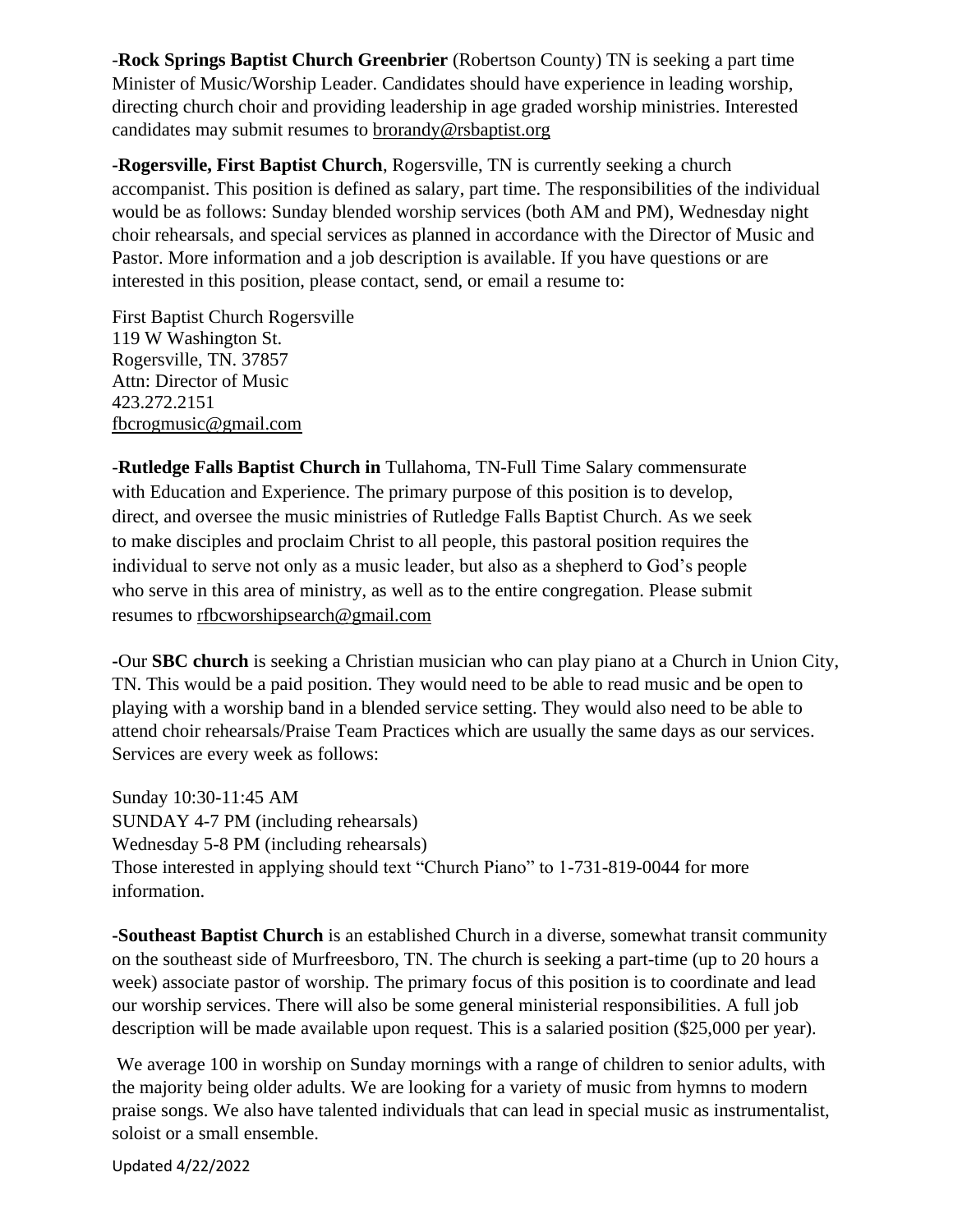-**Rock Springs Baptist Church Greenbrier** (Robertson County) TN is seeking a part time Minister of Music/Worship Leader. Candidates should have experience in leading worship, directing church choir and providing leadership in age graded worship ministries. Interested candidates may submit resumes to brorandy@rsbaptist.org

-**Rogersville, First Baptist Church**, Rogersville, TN is currently seeking a church accompanist. This position is defined as salary, part time. The responsibilities of the individual would be as follows: Sunday blended worship services (both AM and PM), Wednesday night choir rehearsals, and special services as planned in accordance with the Director of Music and Pastor. More information and a job description is available. If you have questions or are interested in this position, please contact, send, or email a resume to:

First Baptist Church Rogersville
119 W Washington St.
Rogersville, TN. 37857
Attn: Director of Music
423.272.2151
fbcrogmusic@gmail.com

-**Rutledge Falls Baptist Church in** Tullahoma, TN-Full Time Salary commensurate with Education and Experience. The primary purpose of this position is to develop, direct, and oversee the music ministries of Rutledge Falls Baptist Church. As we seek to make disciples and proclaim Christ to all people, this pastoral position requires the individual to serve not only as a music leader, but also as a shepherd to God's people who serve in this area of ministry, as well as to the entire congregation. Please submit resumes to rfbcworshipsearch@gmail.com

-Our **SBC church** is seeking a Christian musician who can play piano at a Church in Union City, TN. This would be a paid position. They would need to be able to read music and be open to playing with a worship band in a blended service setting. They would also need to be able to attend choir rehearsals/Praise Team Practices which are usually the same days as our services. Services are every week as follows:

Sunday 10:30-11:45 AM
SUNDAY 4-7 PM (including rehearsals)
Wednesday 5-8 PM (including rehearsals)
Those interested in applying should text "Church Piano" to 1-731-819-0044 for more information.

-**Southeast Baptist Church** is an established Church in a diverse, somewhat transit community on the southeast side of Murfreesboro, TN. The church is seeking a part-time (up to 20 hours a week) associate pastor of worship. The primary focus of this position is to coordinate and lead our worship services. There will also be some general ministerial responsibilities. A full job description will be made available upon request. This is a salaried position ($25,000 per year).

We average 100 in worship on Sunday mornings with a range of children to senior adults, with the majority being older adults. We are looking for a variety of music from hymns to modern praise songs. We also have talented individuals that can lead in special music as instrumentalist, soloist or a small ensemble.

Updated 4/22/2022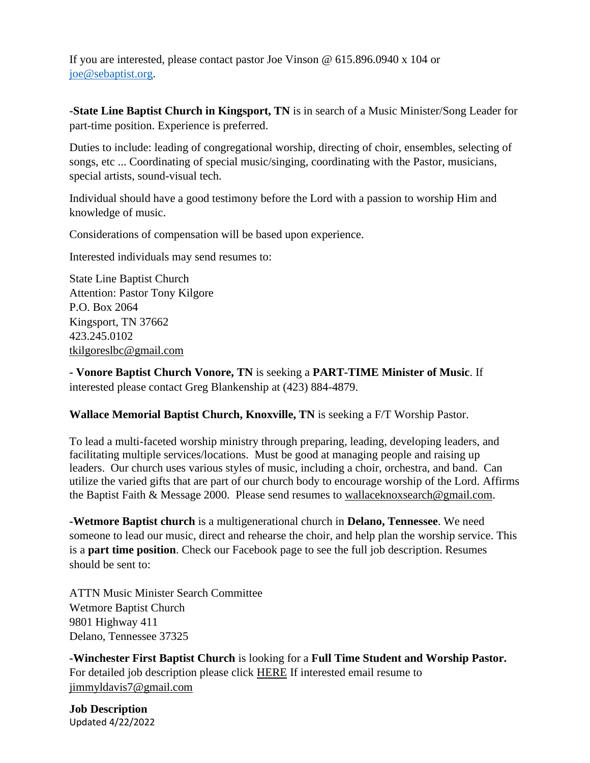If you are interested, please contact pastor Joe Vinson @ 615.896.0940 x 104 or joe@sebaptist.org.

**-State Line Baptist Church in Kingsport, TN** is in search of a Music Minister/Song Leader for part-time position. Experience is preferred.

Duties to include: leading of congregational worship, directing of choir, ensembles, selecting of songs, etc ... Coordinating of special music/singing, coordinating with the Pastor, musicians, special artists, sound-visual tech.

Individual should have a good testimony before the Lord with a passion to worship Him and knowledge of music.

Considerations of compensation will be based upon experience.

Interested individuals may send resumes to:

State Line Baptist Church
Attention: Pastor Tony Kilgore
P.O. Box 2064
Kingsport, TN 37662
423.245.0102
tkilgoreslbc@gmail.com

**- Vonore Baptist Church Vonore, TN** is seeking a **PART-TIME Minister of Music**. If interested please contact Greg Blankenship at (423) 884-4879.

**Wallace Memorial Baptist Church, Knoxville, TN** is seeking a F/T Worship Pastor.

To lead a multi-faceted worship ministry through preparing, leading, developing leaders, and facilitating multiple services/locations. Must be good at managing people and raising up leaders. Our church uses various styles of music, including a choir, orchestra, and band. Can utilize the varied gifts that are part of our church body to encourage worship of the Lord. Affirms the Baptist Faith & Message 2000. Please send resumes to wallaceknoxsearch@gmail.com.

**-Wetmore Baptist church** is a multigenerational church in **Delano, Tennessee**. We need someone to lead our music, direct and rehearse the choir, and help plan the worship service. This is a **part time position**. Check our Facebook page to see the full job description. Resumes should be sent to:

ATTN Music Minister Search Committee
Wetmore Baptist Church
9801 Highway 411
Delano, Tennessee 37325

**-Winchester First Baptist Church** is looking for a **Full Time Student and Worship Pastor.** For detailed job description please click HERE If interested email resume to jimmyldavis7@gmail.com

**Job Description**
Updated 4/22/2022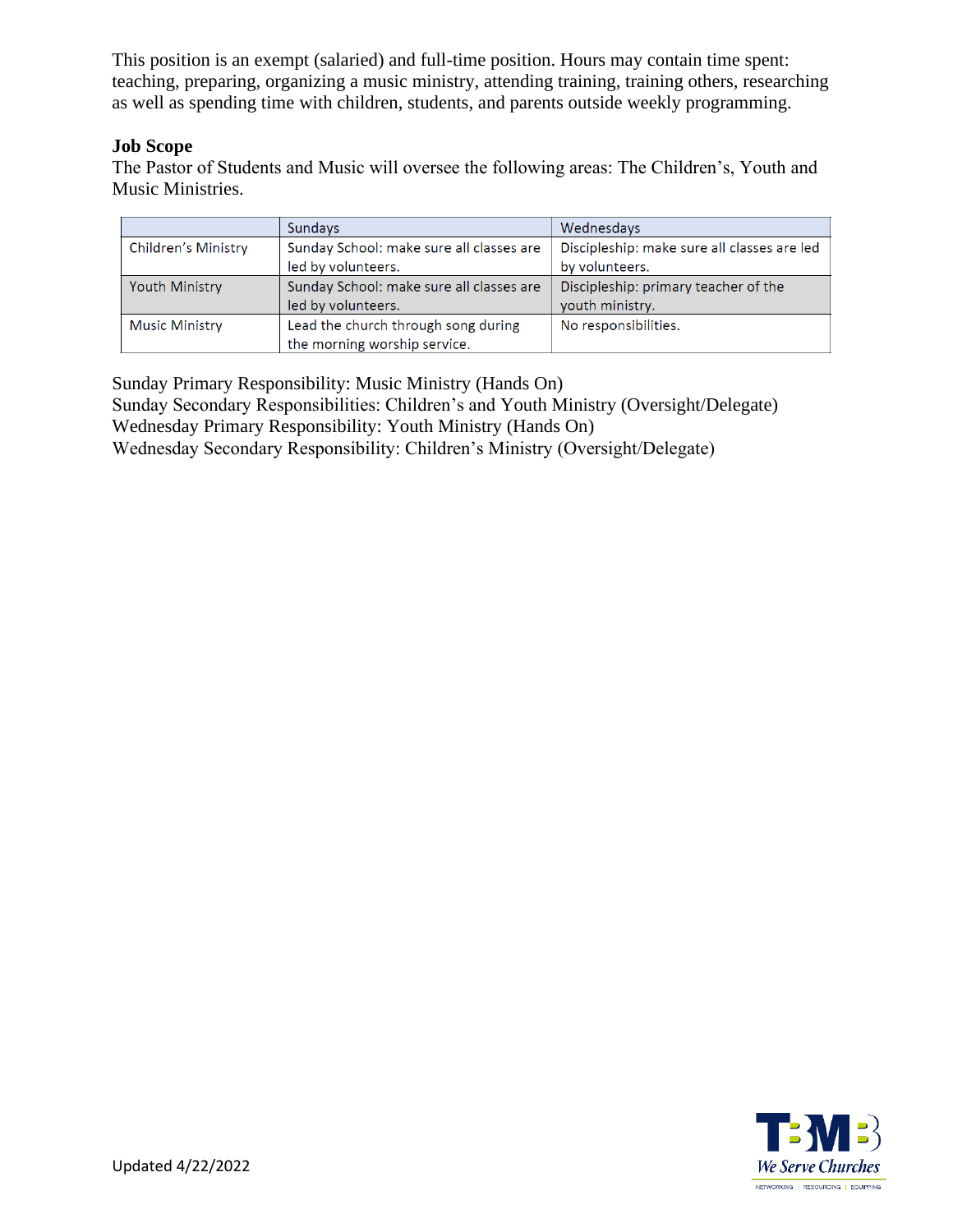This position is an exempt (salaried) and full-time position. Hours may contain time spent: teaching, preparing, organizing a music ministry, attending training, training others, researching as well as spending time with children, students, and parents outside weekly programming.

**Job Scope**

The Pastor of Students and Music will oversee the following areas: The Children's, Youth and Music Ministries.

| | Sundays | Wednesdays |
|---|---|---|
| Children's Ministry | Sunday School: make sure all classes are led by volunteers. | Discipleship: make sure all classes are led by volunteers. |
| Youth Ministry | Sunday School: make sure all classes are led by volunteers. | Discipleship: primary teacher of the youth ministry. |
| Music Ministry | Lead the church through song during the morning worship service. | No responsibilities. |

Sunday Primary Responsibility: Music Ministry (Hands On)
Sunday Secondary Responsibilities: Children's and Youth Ministry (Oversight/Delegate)
Wednesday Primary Responsibility: Youth Ministry (Hands On)
Wednesday Secondary Responsibility: Children's Ministry (Oversight/Delegate)

Updated 4/22/2022

TBMB We Serve Churches
NETWORKING | RESOURCING | EQUIPPING